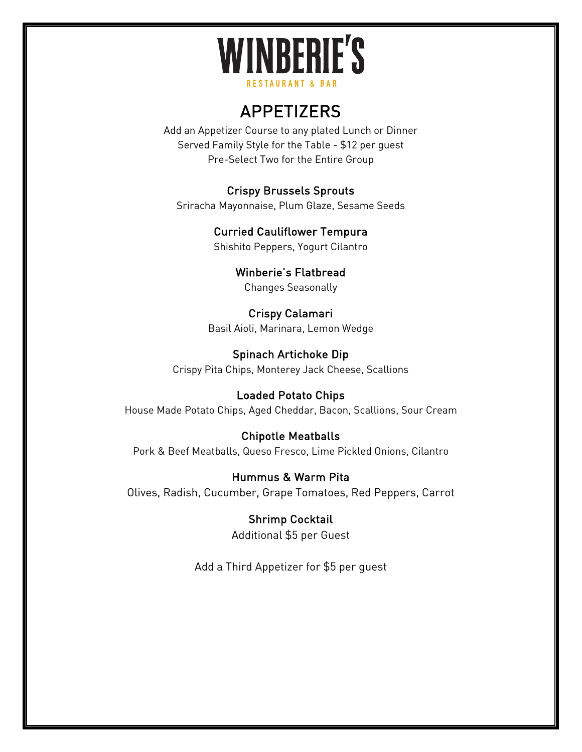# WINBERIE'S

RESTAURANT & BAR

## APPETIZERS

Add an Appetizer Course to any plated Lunch or Dinner
Served Family Style for the Table - $12 per guest
Pre-Select Two for the Entire Group

### Crispy Brussels Sprouts

Sriracha Mayonnaise, Plum Glaze, Sesame Seeds

### Curried Cauliflower Tempura

Shishito Peppers, Yogurt Cilantro

### Winberie's Flatbread

Changes Seasonally

### Crispy Calamari

Basil Aioli, Marinara, Lemon Wedge

### Spinach Artichoke Dip

Crispy Pita Chips, Monterey Jack Cheese, Scallions

### Loaded Potato Chips

House Made Potato Chips, Aged Cheddar, Bacon, Scallions, Sour Cream

### Chipotle Meatballs

Pork & Beef Meatballs, Queso Fresco, Lime Pickled Onions, Cilantro

### Hummus & Warm Pita

Olives, Radish, Cucumber, Grape Tomatoes, Red Peppers, Carrot

### Shrimp Cocktail

Additional $5 per Guest

Add a Third Appetizer for $5 per guest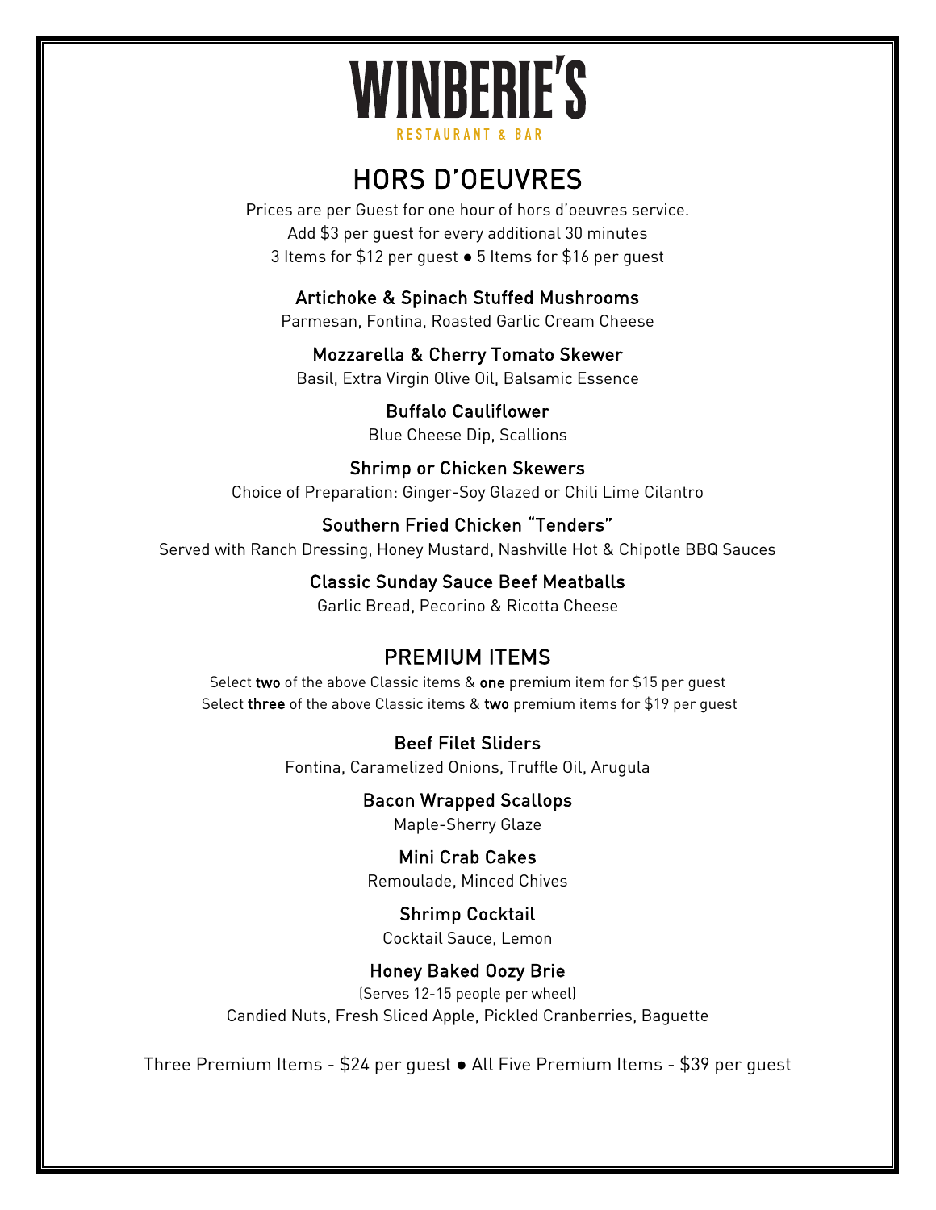# WINBERIE'S

RESTAURANT & BAR

## HORS D'OEUVRES

Prices are per Guest for one hour of hors d'oeuvres service.
Add $3 per guest for every additional 30 minutes
3 Items for $12 per guest ● 5 Items for $16 per guest

### Artichoke & Spinach Stuffed Mushrooms

Parmesan, Fontina, Roasted Garlic Cream Cheese

### Mozzarella & Cherry Tomato Skewer

Basil, Extra Virgin Olive Oil, Balsamic Essence

### Buffalo Cauliflower

Blue Cheese Dip, Scallions

### Shrimp or Chicken Skewers

Choice of Preparation: Ginger-Soy Glazed or Chili Lime Cilantro

### Southern Fried Chicken "Tenders"

Served with Ranch Dressing, Honey Mustard, Nashville Hot & Chipotle BBQ Sauces

### Classic Sunday Sauce Beef Meatballs

Garlic Bread, Pecorino & Ricotta Cheese

## PREMIUM ITEMS

Select **two** of the above Classic items & **one** premium item for $15 per guest
Select **three** of the above Classic items & **two** premium items for $19 per guest

### Beef Filet Sliders

Fontina, Caramelized Onions, Truffle Oil, Arugula

### Bacon Wrapped Scallops

Maple-Sherry Glaze

### Mini Crab Cakes

Remoulade, Minced Chives

### Shrimp Cocktail

Cocktail Sauce, Lemon

### Honey Baked Oozy Brie

(Serves 12-15 people per wheel)
Candied Nuts, Fresh Sliced Apple, Pickled Cranberries, Baguette

Three Premium Items - $24 per guest ● All Five Premium Items - $39 per guest